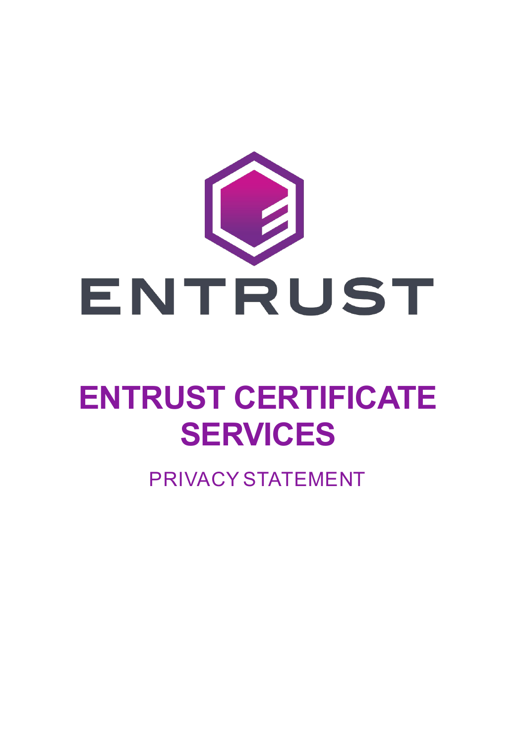ENTRUST

# ENTRUST CERTIFICATE SERVICES

PRIVACY STATEMENT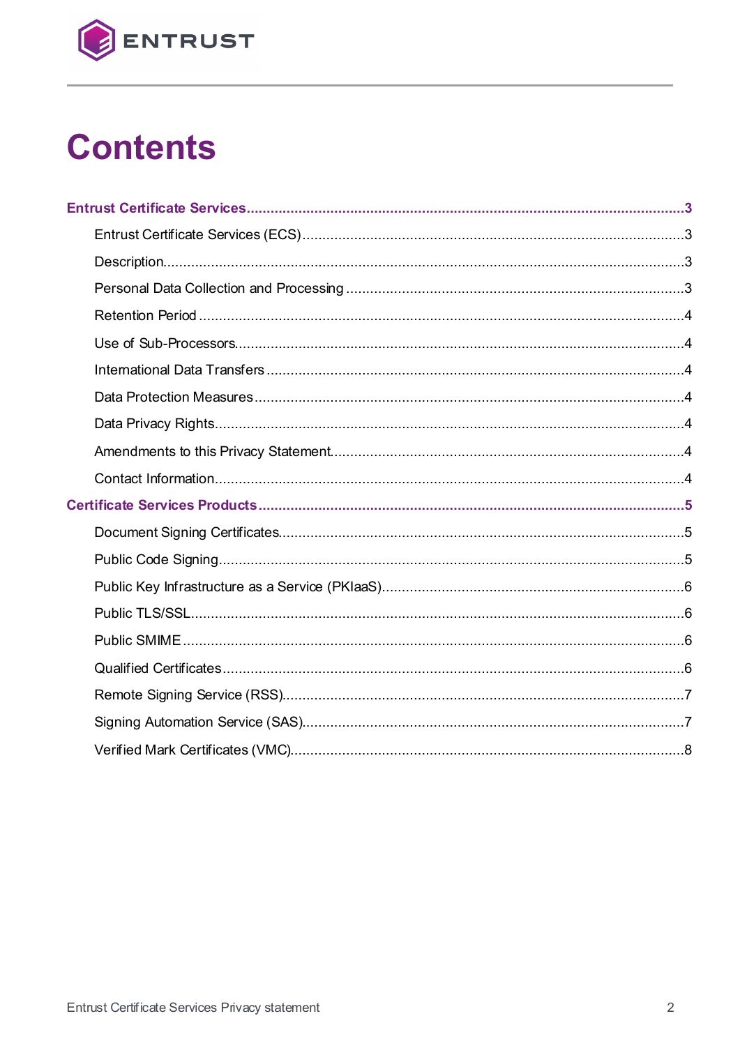# Contents

**Entrust Certificate Services** .... 3

- Entrust Certificate Services (ECS) .... 3
- Description .... 3
- Personal Data Collection and Processing .... 3
- Retention Period .... 4
- Use of Sub-Processors .... 4
- International Data Transfers .... 4
- Data Protection Measures .... 4
- Data Privacy Rights .... 4
- Amendments to this Privacy Statement .... 4
- Contact Information .... 4

**Certificate Services Products** .... 5

- Document Signing Certificates .... 5
- Public Code Signing .... 5
- Public Key Infrastructure as a Service (PKIaaS) .... 6
- Public TLS/SSL .... 6
- Public SMIME .... 6
- Qualified Certificates .... 6
- Remote Signing Service (RSS) .... 7
- Signing Automation Service (SAS) .... 7
- Verified Mark Certificates (VMC) .... 8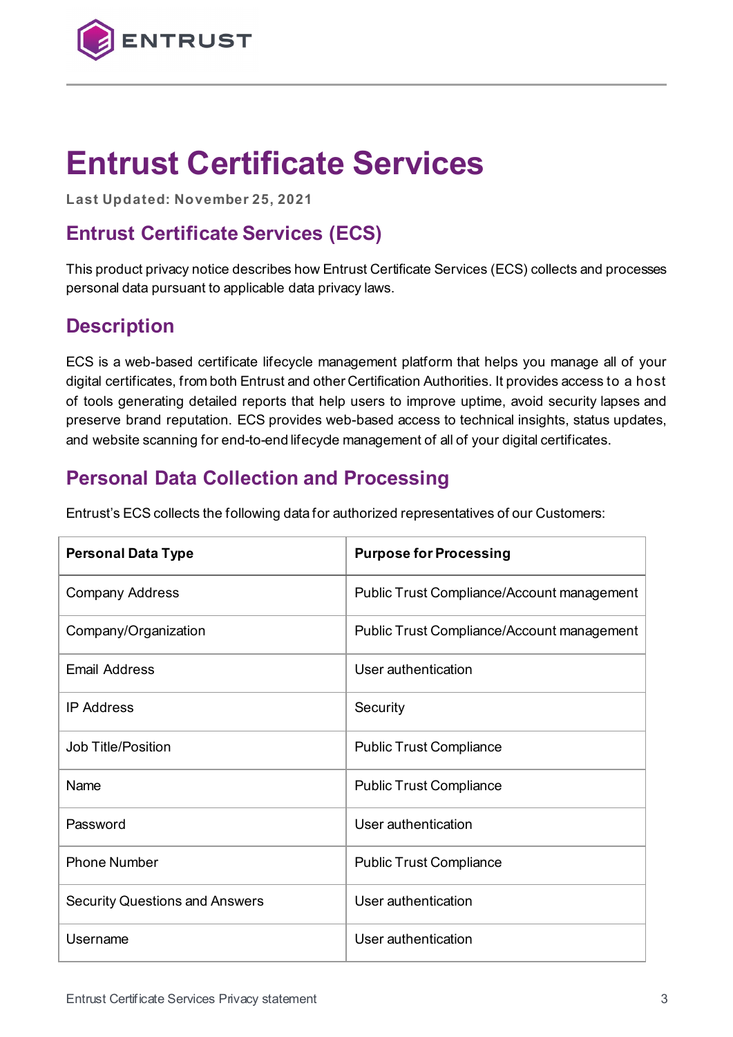# Entrust Certificate Services

**Last Updated: November 25, 2021**

## Entrust Certificate Services (ECS)

This product privacy notice describes how Entrust Certificate Services (ECS) collects and processes personal data pursuant to applicable data privacy laws.

## Description

ECS is a web-based certificate lifecycle management platform that helps you manage all of your digital certificates, from both Entrust and other Certification Authorities. It provides access to a host of tools generating detailed reports that help users to improve uptime, avoid security lapses and preserve brand reputation. ECS provides web-based access to technical insights, status updates, and website scanning for end-to-end lifecycle management of all of your digital certificates.

## Personal Data Collection and Processing

Entrust's ECS collects the following data for authorized representatives of our Customers:

| Personal Data Type | Purpose for Processing |
| --- | --- |
| Company Address | Public Trust Compliance/Account management |
| Company/Organization | Public Trust Compliance/Account management |
| Email Address | User authentication |
| IP Address | Security |
| Job Title/Position | Public Trust Compliance |
| Name | Public Trust Compliance |
| Password | User authentication |
| Phone Number | Public Trust Compliance |
| Security Questions and Answers | User authentication |
| Username | User authentication |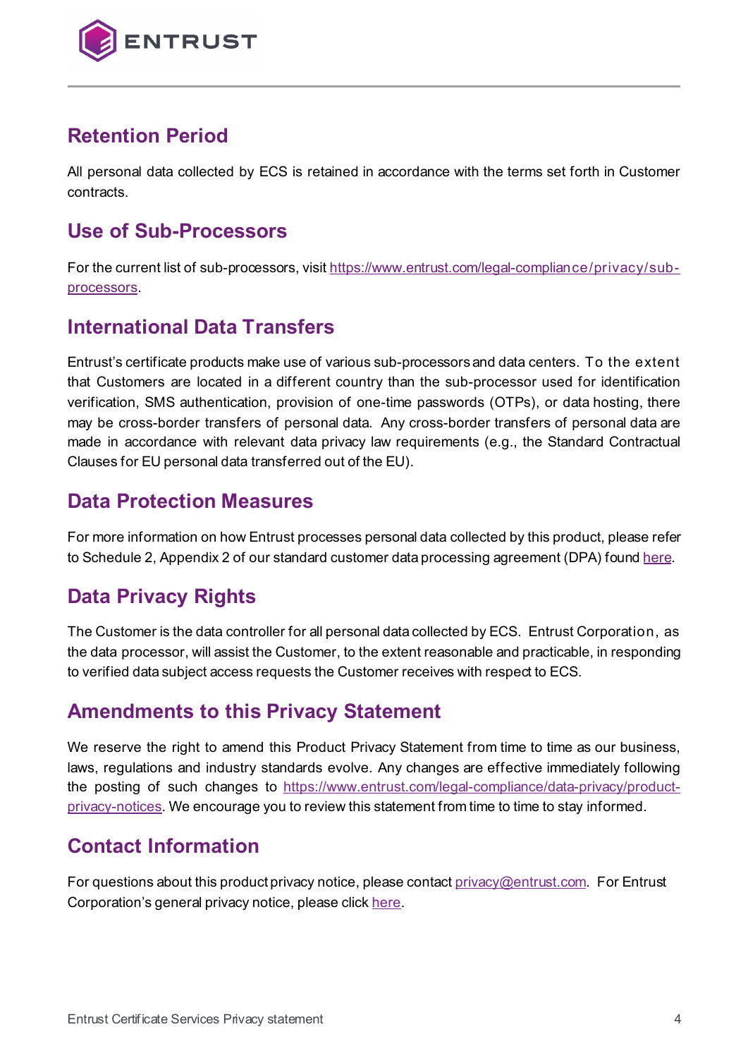## Retention Period

All personal data collected by ECS is retained in accordance with the terms set forth in Customer contracts.

## Use of Sub-Processors

For the current list of sub-processors, visit [https://www.entrust.com/legal-compliance/privacy/sub-processors](https://www.entrust.com/legal-compliance/privacy/sub-processors).

## International Data Transfers

Entrust's certificate products make use of various sub-processors and data centers. To the extent that Customers are located in a different country than the sub-processor used for identification verification, SMS authentication, provision of one-time passwords (OTPs), or data hosting, there may be cross-border transfers of personal data. Any cross-border transfers of personal data are made in accordance with relevant data privacy law requirements (e.g., the Standard Contractual Clauses for EU personal data transferred out of the EU).

## Data Protection Measures

For more information on how Entrust processes personal data collected by this product, please refer to Schedule 2, Appendix 2 of our standard customer data processing agreement (DPA) found here.

## Data Privacy Rights

The Customer is the data controller for all personal data collected by ECS. Entrust Corporation, as the data processor, will assist the Customer, to the extent reasonable and practicable, in responding to verified data subject access requests the Customer receives with respect to ECS.

## Amendments to this Privacy Statement

We reserve the right to amend this Product Privacy Statement from time to time as our business, laws, regulations and industry standards evolve. Any changes are effective immediately following the posting of such changes to [https://www.entrust.com/legal-compliance/data-privacy/product-privacy-notices](https://www.entrust.com/legal-compliance/data-privacy/product-privacy-notices). We encourage you to review this statement from time to time to stay informed.

## Contact Information

For questions about this product privacy notice, please contact [privacy@entrust.com](mailto:privacy@entrust.com). For Entrust Corporation's general privacy notice, please click here.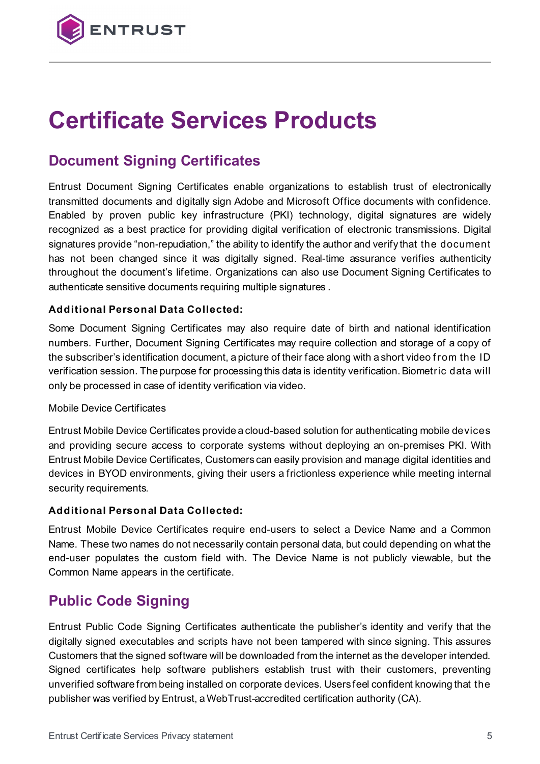# Certificate Services Products

## Document Signing Certificates

Entrust Document Signing Certificates enable organizations to establish trust of electronically transmitted documents and digitally sign Adobe and Microsoft Office documents with confidence. Enabled by proven public key infrastructure (PKI) technology, digital signatures are widely recognized as a best practice for providing digital verification of electronic transmissions. Digital signatures provide "non-repudiation," the ability to identify the author and verify that the document has not been changed since it was digitally signed. Real-time assurance verifies authenticity throughout the document's lifetime. Organizations can also use Document Signing Certificates to authenticate sensitive documents requiring multiple signatures .

**Additional Personal Data Collected:**

Some Document Signing Certificates may also require date of birth and national identification numbers. Further, Document Signing Certificates may require collection and storage of a copy of the subscriber's identification document, a picture of their face along with a short video from the ID verification session. The purpose for processing this data is identity verification. Biometric data will only be processed in case of identity verification via video.

Mobile Device Certificates

Entrust Mobile Device Certificates provide a cloud-based solution for authenticating mobile devices and providing secure access to corporate systems without deploying an on-premises PKI. With Entrust Mobile Device Certificates, Customers can easily provision and manage digital identities and devices in BYOD environments, giving their users a frictionless experience while meeting internal security requirements.

**Additional Personal Data Collected:**

Entrust Mobile Device Certificates require end-users to select a Device Name and a Common Name. These two names do not necessarily contain personal data, but could depending on what the end-user populates the custom field with. The Device Name is not publicly viewable, but the Common Name appears in the certificate.

## Public Code Signing

Entrust Public Code Signing Certificates authenticate the publisher's identity and verify that the digitally signed executables and scripts have not been tampered with since signing. This assures Customers that the signed software will be downloaded from the internet as the developer intended. Signed certificates help software publishers establish trust with their customers, preventing unverified software from being installed on corporate devices. Users feel confident knowing that the publisher was verified by Entrust, a WebTrust-accredited certification authority (CA).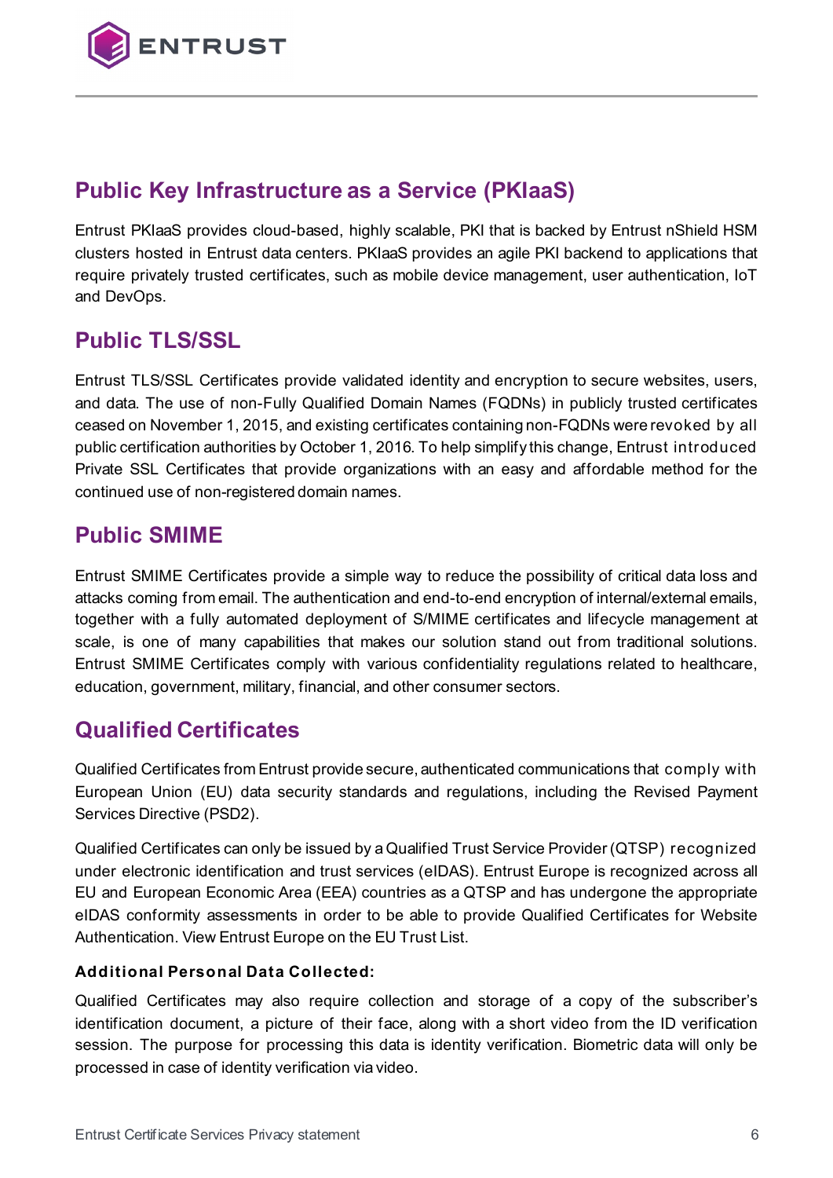## Public Key Infrastructure as a Service (PKIaaS)

Entrust PKIaaS provides cloud-based, highly scalable, PKI that is backed by Entrust nShield HSM clusters hosted in Entrust data centers. PKIaaS provides an agile PKI backend to applications that require privately trusted certificates, such as mobile device management, user authentication, IoT and DevOps.

## Public TLS/SSL

Entrust TLS/SSL Certificates provide validated identity and encryption to secure websites, users, and data. The use of non-Fully Qualified Domain Names (FQDNs) in publicly trusted certificates ceased on November 1, 2015, and existing certificates containing non-FQDNs were revoked by all public certification authorities by October 1, 2016. To help simplify this change, Entrust introduced Private SSL Certificates that provide organizations with an easy and affordable method for the continued use of non-registered domain names.

## Public SMIME

Entrust SMIME Certificates provide a simple way to reduce the possibility of critical data loss and attacks coming from email. The authentication and end-to-end encryption of internal/external emails, together with a fully automated deployment of S/MIME certificates and lifecycle management at scale, is one of many capabilities that makes our solution stand out from traditional solutions. Entrust SMIME Certificates comply with various confidentiality regulations related to healthcare, education, government, military, financial, and other consumer sectors.

## Qualified Certificates

Qualified Certificates from Entrust provide secure, authenticated communications that comply with European Union (EU) data security standards and regulations, including the Revised Payment Services Directive (PSD2).

Qualified Certificates can only be issued by a Qualified Trust Service Provider (QTSP) recognized under electronic identification and trust services (eIDAS). Entrust Europe is recognized across all EU and European Economic Area (EEA) countries as a QTSP and has undergone the appropriate eIDAS conformity assessments in order to be able to provide Qualified Certificates for Website Authentication. View Entrust Europe on the EU Trust List.

**Additional Personal Data Collected:**

Qualified Certificates may also require collection and storage of a copy of the subscriber's identification document, a picture of their face, along with a short video from the ID verification session. The purpose for processing this data is identity verification. Biometric data will only be processed in case of identity verification via video.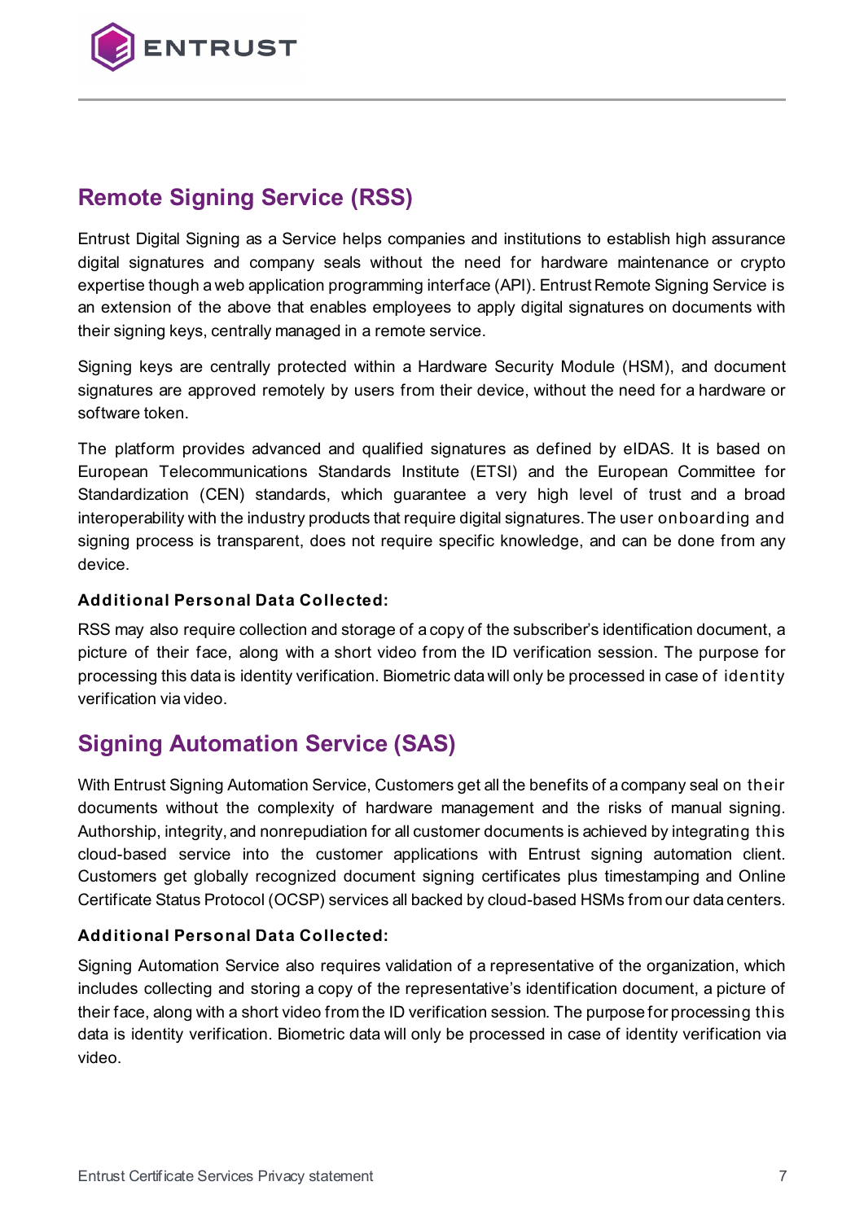## Remote Signing Service (RSS)

Entrust Digital Signing as a Service helps companies and institutions to establish high assurance digital signatures and company seals without the need for hardware maintenance or crypto expertise though a web application programming interface (API). Entrust Remote Signing Service is an extension of the above that enables employees to apply digital signatures on documents with their signing keys, centrally managed in a remote service.

Signing keys are centrally protected within a Hardware Security Module (HSM), and document signatures are approved remotely by users from their device, without the need for a hardware or software token.

The platform provides advanced and qualified signatures as defined by eIDAS. It is based on European Telecommunications Standards Institute (ETSI) and the European Committee for Standardization (CEN) standards, which guarantee a very high level of trust and a broad interoperability with the industry products that require digital signatures. The user onboarding and signing process is transparent, does not require specific knowledge, and can be done from any device.

**Additional Personal Data Collected:**

RSS may also require collection and storage of a copy of the subscriber's identification document, a picture of their face, along with a short video from the ID verification session. The purpose for processing this data is identity verification. Biometric data will only be processed in case of identity verification via video.

## Signing Automation Service (SAS)

With Entrust Signing Automation Service, Customers get all the benefits of a company seal on their documents without the complexity of hardware management and the risks of manual signing. Authorship, integrity, and nonrepudiation for all customer documents is achieved by integrating this cloud-based service into the customer applications with Entrust signing automation client. Customers get globally recognized document signing certificates plus timestamping and Online Certificate Status Protocol (OCSP) services all backed by cloud-based HSMs from our data centers.

**Additional Personal Data Collected:**

Signing Automation Service also requires validation of a representative of the organization, which includes collecting and storing a copy of the representative's identification document, a picture of their face, along with a short video from the ID verification session. The purpose for processing this data is identity verification. Biometric data will only be processed in case of identity verification via video.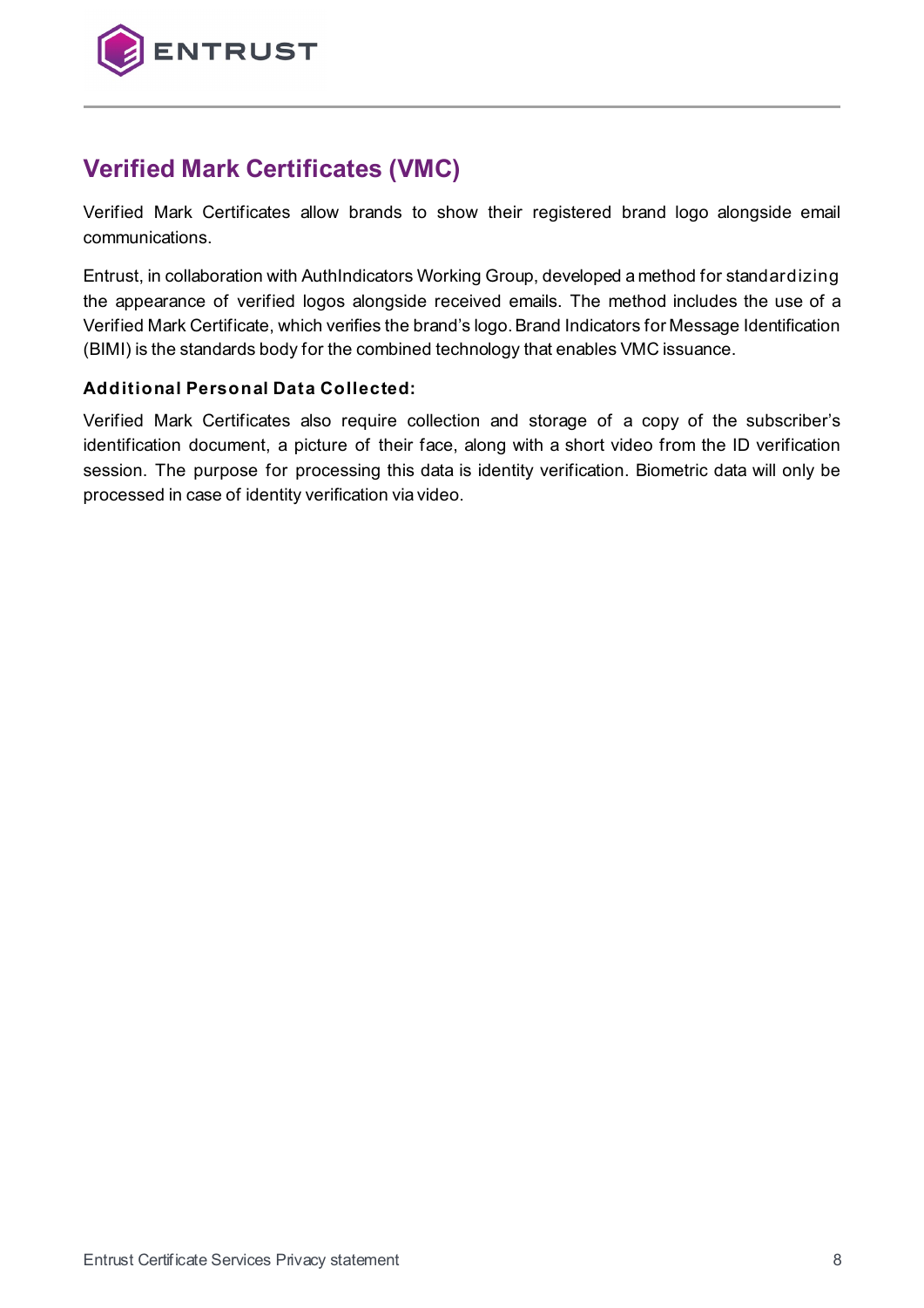## Verified Mark Certificates (VMC)

Verified Mark Certificates allow brands to show their registered brand logo alongside email communications.

Entrust, in collaboration with AuthIndicators Working Group, developed a method for standardizing the appearance of verified logos alongside received emails. The method includes the use of a Verified Mark Certificate, which verifies the brand's logo. Brand Indicators for Message Identification (BIMI) is the standards body for the combined technology that enables VMC issuance.

**Additional Personal Data Collected:**

Verified Mark Certificates also require collection and storage of a copy of the subscriber's identification document, a picture of their face, along with a short video from the ID verification session. The purpose for processing this data is identity verification. Biometric data will only be processed in case of identity verification via video.